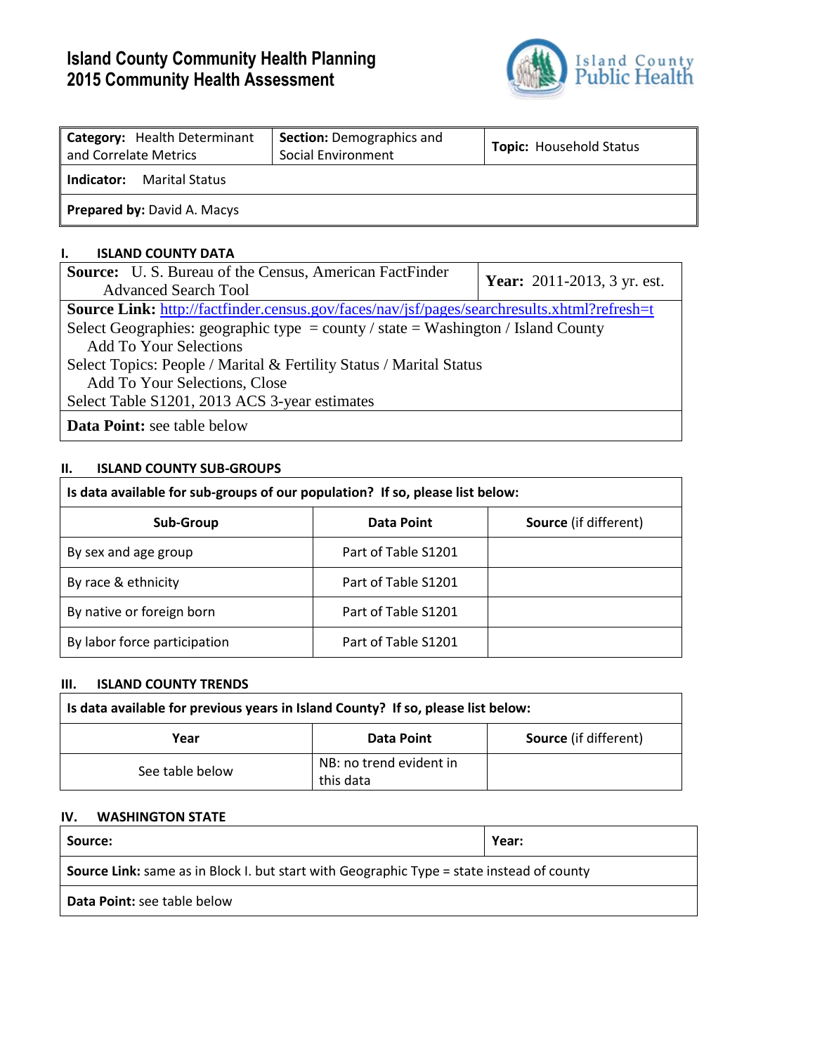# Island County Community Health Planning
# 2015 Community Health Assessment

Island County Public Health

| **Category:** Health Determinant and Correlate Metrics | **Section:** Demographics and Social Environment | **Topic:** Household Status |
|---|---|---|
| **Indicator:** Marital Status | | |
| **Prepared by:** David A. Macys | | |

## I. ISLAND COUNTY DATA

| **Source:** U. S. Bureau of the Census, American FactFinder Advanced Search Tool | **Year:** 2011-2013, 3 yr. est. |
|---|---|
| **Source Link:** http://factfinder.census.gov/faces/nav/jsf/pages/searchresults.xhtml?refresh=t<br>Select Geographies: geographic type = county / state = Washington / Island County<br>Add To Your Selections<br>Select Topics: People / Marital & Fertility Status / Marital Status<br>Add To Your Selections, Close<br>Select Table S1201, 2013 ACS 3-year estimates | |
| **Data Point:** see table below | |

## II. ISLAND COUNTY SUB-GROUPS

**Is data available for sub-groups of our population? If so, please list below:**

| Sub-Group | Data Point | Source (if different) |
|---|---|---|
| By sex and age group | Part of Table S1201 | |
| By race & ethnicity | Part of Table S1201 | |
| By native or foreign born | Part of Table S1201 | |
| By labor force participation | Part of Table S1201 | |

## III. ISLAND COUNTY TRENDS

**Is data available for previous years in Island County? If so, please list below:**

| Year | Data Point | Source (if different) |
|---|---|---|
| See table below | NB: no trend evident in this data | |

## IV. WASHINGTON STATE

| **Source:** | **Year:** |
|---|---|
| **Source Link:** same as in Block I. but start with Geographic Type = state instead of county | |
| **Data Point:** see table below | |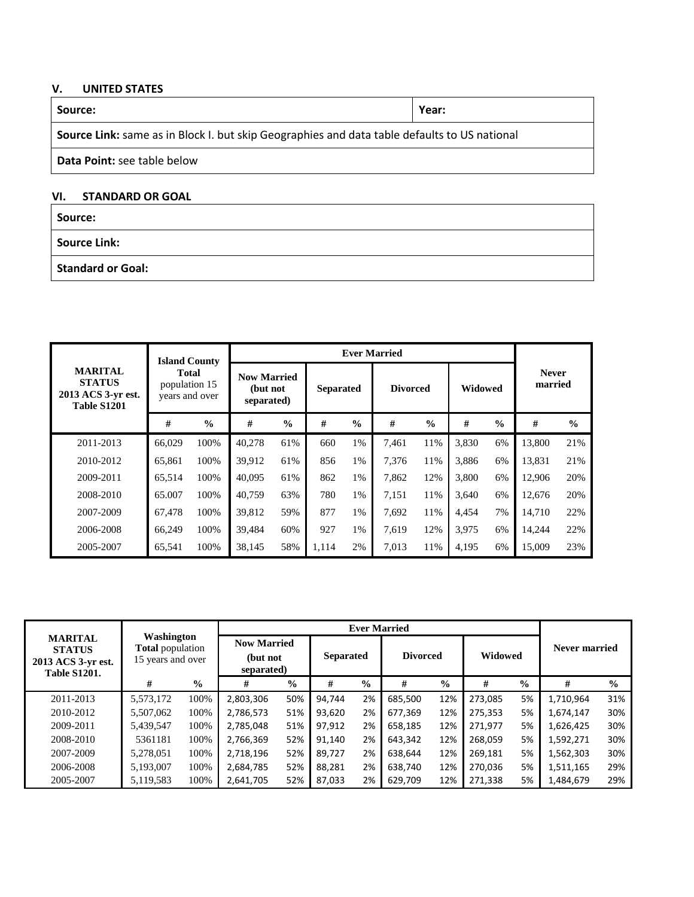## V. UNITED STATES

| Source: | Year: |
|---|---|
| **Source Link:** same as in Block I. but skip Geographies and data table defaults to US national | |
| **Data Point:** see table below | |

## VI. STANDARD OR GOAL

| Source: |
|---|
| **Source Link:** |
| **Standard or Goal:** |

| MARITAL STATUS 2013 ACS 3-yr est. Table S1201 | Island County Total population 15 years and over | | Ever Married | | | | | | | | Never married | |
|---|---|---|---|---|---|---|---|---|---|---|---|---|
| | | | Now Married (but not separated) | | Separated | | Divorced | | Widowed | | | |
| | # | % | # | % | # | % | # | % | # | % | # | % |
| 2011-2013 | 66,029 | 100% | 40,278 | 61% | 660 | 1% | 7,461 | 11% | 3,830 | 6% | 13,800 | 21% |
| 2010-2012 | 65,861 | 100% | 39,912 | 61% | 856 | 1% | 7,376 | 11% | 3,886 | 6% | 13,831 | 21% |
| 2009-2011 | 65,514 | 100% | 40,095 | 61% | 862 | 1% | 7,862 | 12% | 3,800 | 6% | 12,906 | 20% |
| 2008-2010 | 65.007 | 100% | 40,759 | 63% | 780 | 1% | 7,151 | 11% | 3,640 | 6% | 12,676 | 20% |
| 2007-2009 | 67,478 | 100% | 39,812 | 59% | 877 | 1% | 7,692 | 11% | 4,454 | 7% | 14,710 | 22% |
| 2006-2008 | 66,249 | 100% | 39,484 | 60% | 927 | 1% | 7,619 | 12% | 3,975 | 6% | 14,244 | 22% |
| 2005-2007 | 65,541 | 100% | 38,145 | 58% | 1,114 | 2% | 7,013 | 11% | 4,195 | 6% | 15,009 | 23% |

| MARITAL STATUS 2013 ACS 3-yr est. Table S1201. | Washington Total population 15 years and over | | Ever Married | | | | | | | | Never married | |
|---|---|---|---|---|---|---|---|---|---|---|---|---|
| | | | Now Married (but not separated) | | Separated | | Divorced | | Widowed | | | |
| | # | % | # | % | # | % | # | % | # | % | # | % |
| 2011-2013 | 5,573,172 | 100% | 2,803,306 | 50% | 94,744 | 2% | 685,500 | 12% | 273,085 | 5% | 1,710,964 | 31% |
| 2010-2012 | 5,507,062 | 100% | 2,786,573 | 51% | 93,620 | 2% | 677,369 | 12% | 275,353 | 5% | 1,674,147 | 30% |
| 2009-2011 | 5,439,547 | 100% | 2,785,048 | 51% | 97,912 | 2% | 658,185 | 12% | 271,977 | 5% | 1,626,425 | 30% |
| 2008-2010 | 5361181 | 100% | 2,766,369 | 52% | 91,140 | 2% | 643,342 | 12% | 268,059 | 5% | 1,592,271 | 30% |
| 2007-2009 | 5,278,051 | 100% | 2,718,196 | 52% | 89,727 | 2% | 638,644 | 12% | 269,181 | 5% | 1,562,303 | 30% |
| 2006-2008 | 5,193,007 | 100% | 2,684,785 | 52% | 88,281 | 2% | 638,740 | 12% | 270,036 | 5% | 1,511,165 | 29% |
| 2005-2007 | 5,119,583 | 100% | 2,641,705 | 52% | 87,033 | 2% | 629,709 | 12% | 271,338 | 5% | 1,484,679 | 29% |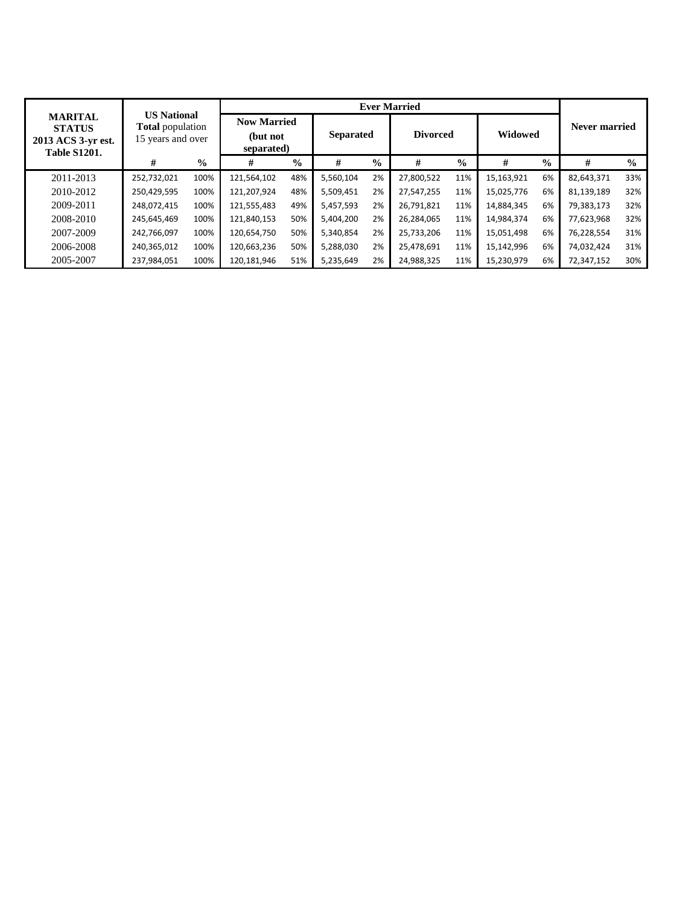| MARITAL STATUS 2013 ACS 3-yr est. Table S1201. | US National **Total** population 15 years and over | | Ever Married | | | | | | | | Never married | |
|---|---|---|---|---|---|---|---|---|---|---|---|---|
| | | | Now Married (but not separated) | | Separated | | Divorced | | Widowed | | | |
| | # | % | # | % | # | % | # | % | # | % | # | % |
| 2011-2013 | 252,732,021 | 100% | 121,564,102 | 48% | 5,560,104 | 2% | 27,800,522 | 11% | 15,163,921 | 6% | 82,643,371 | 33% |
| 2010-2012 | 250,429,595 | 100% | 121,207,924 | 48% | 5,509,451 | 2% | 27,547,255 | 11% | 15,025,776 | 6% | 81,139,189 | 32% |
| 2009-2011 | 248,072,415 | 100% | 121,555,483 | 49% | 5,457,593 | 2% | 26,791,821 | 11% | 14,884,345 | 6% | 79,383,173 | 32% |
| 2008-2010 | 245,645,469 | 100% | 121,840,153 | 50% | 5,404,200 | 2% | 26,284,065 | 11% | 14,984,374 | 6% | 77,623,968 | 32% |
| 2007-2009 | 242,766,097 | 100% | 120,654,750 | 50% | 5,340,854 | 2% | 25,733,206 | 11% | 15,051,498 | 6% | 76,228,554 | 31% |
| 2006-2008 | 240,365,012 | 100% | 120,663,236 | 50% | 5,288,030 | 2% | 25,478,691 | 11% | 15,142,996 | 6% | 74,032,424 | 31% |
| 2005-2007 | 237,984,051 | 100% | 120,181,946 | 51% | 5,235,649 | 2% | 24,988,325 | 11% | 15,230,979 | 6% | 72,347,152 | 30% |